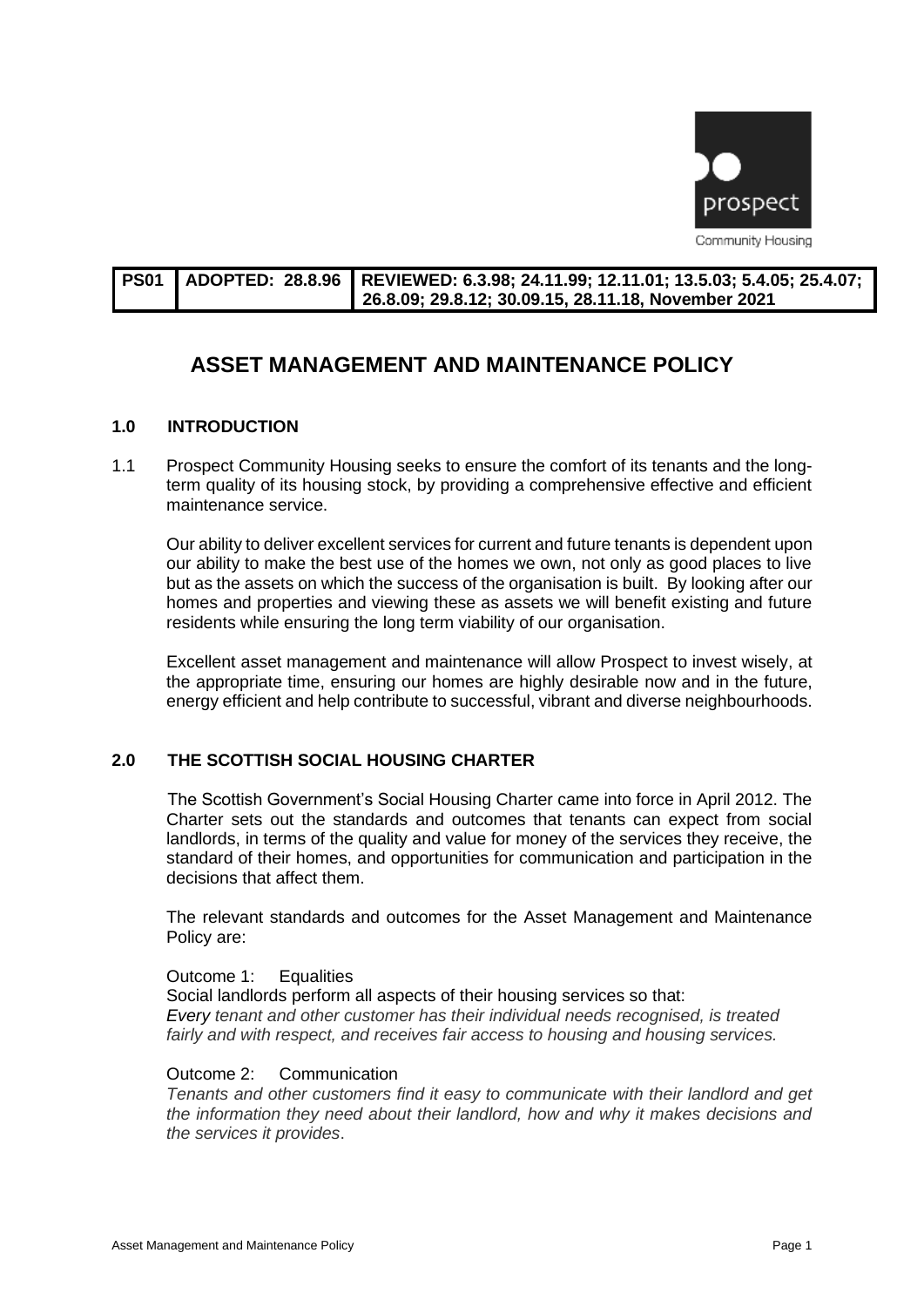| PS01 | ADOPTED: 28.8.96 | REVIEWED: 6.3.98; 24.11.99; 12.11.01; 13.5.03; 5.4.05; 25.4.07; 26.8.09; 29.8.12; 30.09.15, 28.11.18, November 2021 |
| --- | --- | --- |

# ASSET MANAGEMENT AND MAINTENANCE POLICY

## 1.0 INTRODUCTION

1.1 Prospect Community Housing seeks to ensure the comfort of its tenants and the long-term quality of its housing stock, by providing a comprehensive effective and efficient maintenance service.

Our ability to deliver excellent services for current and future tenants is dependent upon our ability to make the best use of the homes we own, not only as good places to live but as the assets on which the success of the organisation is built. By looking after our homes and properties and viewing these as assets we will benefit existing and future residents while ensuring the long term viability of our organisation.

Excellent asset management and maintenance will allow Prospect to invest wisely, at the appropriate time, ensuring our homes are highly desirable now and in the future, energy efficient and help contribute to successful, vibrant and diverse neighbourhoods.

## 2.0 THE SCOTTISH SOCIAL HOUSING CHARTER

The Scottish Government's Social Housing Charter came into force in April 2012. The Charter sets out the standards and outcomes that tenants can expect from social landlords, in terms of the quality and value for money of the services they receive, the standard of their homes, and opportunities for communication and participation in the decisions that affect them.

The relevant standards and outcomes for the Asset Management and Maintenance Policy are:

Outcome 1: Equalities

Social landlords perform all aspects of their housing services so that:
*Every tenant and other customer has their individual needs recognised, is treated fairly and with respect, and receives fair access to housing and housing services.*

Outcome 2: Communication

*Tenants and other customers find it easy to communicate with their landlord and get the information they need about their landlord, how and why it makes decisions and the services it provides*.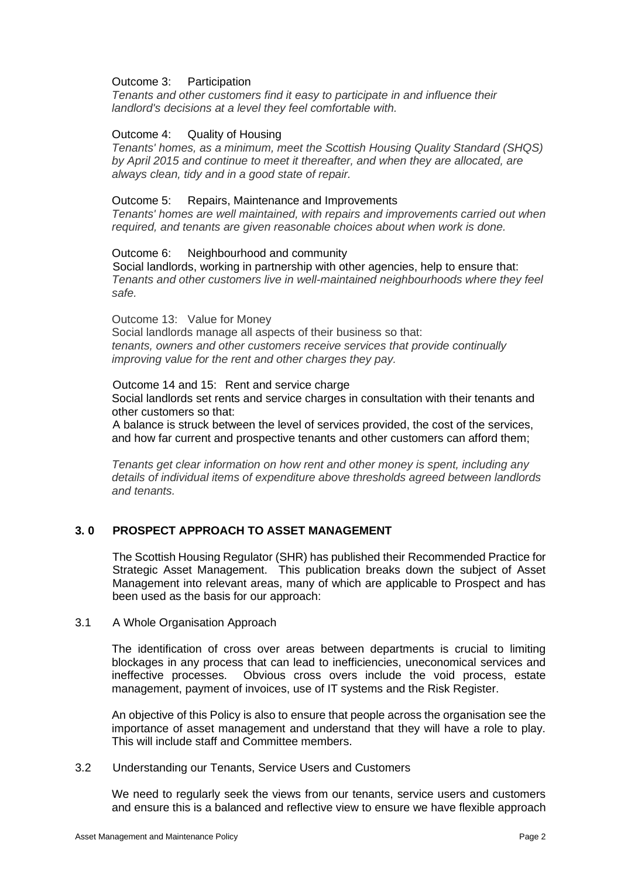Outcome 3: Participation

*Tenants and other customers find it easy to participate in and influence their landlord's decisions at a level they feel comfortable with.*

Outcome 4: Quality of Housing

*Tenants' homes, as a minimum, meet the Scottish Housing Quality Standard (SHQS) by April 2015 and continue to meet it thereafter, and when they are allocated, are always clean, tidy and in a good state of repair.*

Outcome 5: Repairs, Maintenance and Improvements

*Tenants' homes are well maintained, with repairs and improvements carried out when required, and tenants are given reasonable choices about when work is done.*

Outcome 6: Neighbourhood and community

Social landlords, working in partnership with other agencies, help to ensure that: *Tenants and other customers live in well-maintained neighbourhoods where they feel safe.*

Outcome 13: Value for Money

Social landlords manage all aspects of their business so that: *tenants, owners and other customers receive services that provide continually improving value for the rent and other charges they pay.*

Outcome 14 and 15: Rent and service charge

Social landlords set rents and service charges in consultation with their tenants and other customers so that:

A balance is struck between the level of services provided, the cost of the services, and how far current and prospective tenants and other customers can afford them;

*Tenants get clear information on how rent and other money is spent, including any details of individual items of expenditure above thresholds agreed between landlords and tenants.*

## 3. 0 PROSPECT APPROACH TO ASSET MANAGEMENT

The Scottish Housing Regulator (SHR) has published their Recommended Practice for Strategic Asset Management. This publication breaks down the subject of Asset Management into relevant areas, many of which are applicable to Prospect and has been used as the basis for our approach:

### 3.1 A Whole Organisation Approach

The identification of cross over areas between departments is crucial to limiting blockages in any process that can lead to inefficiencies, uneconomical services and ineffective processes. Obvious cross overs include the void process, estate management, payment of invoices, use of IT systems and the Risk Register.

An objective of this Policy is also to ensure that people across the organisation see the importance of asset management and understand that they will have a role to play. This will include staff and Committee members.

### 3.2 Understanding our Tenants, Service Users and Customers

We need to regularly seek the views from our tenants, service users and customers and ensure this is a balanced and reflective view to ensure we have flexible approach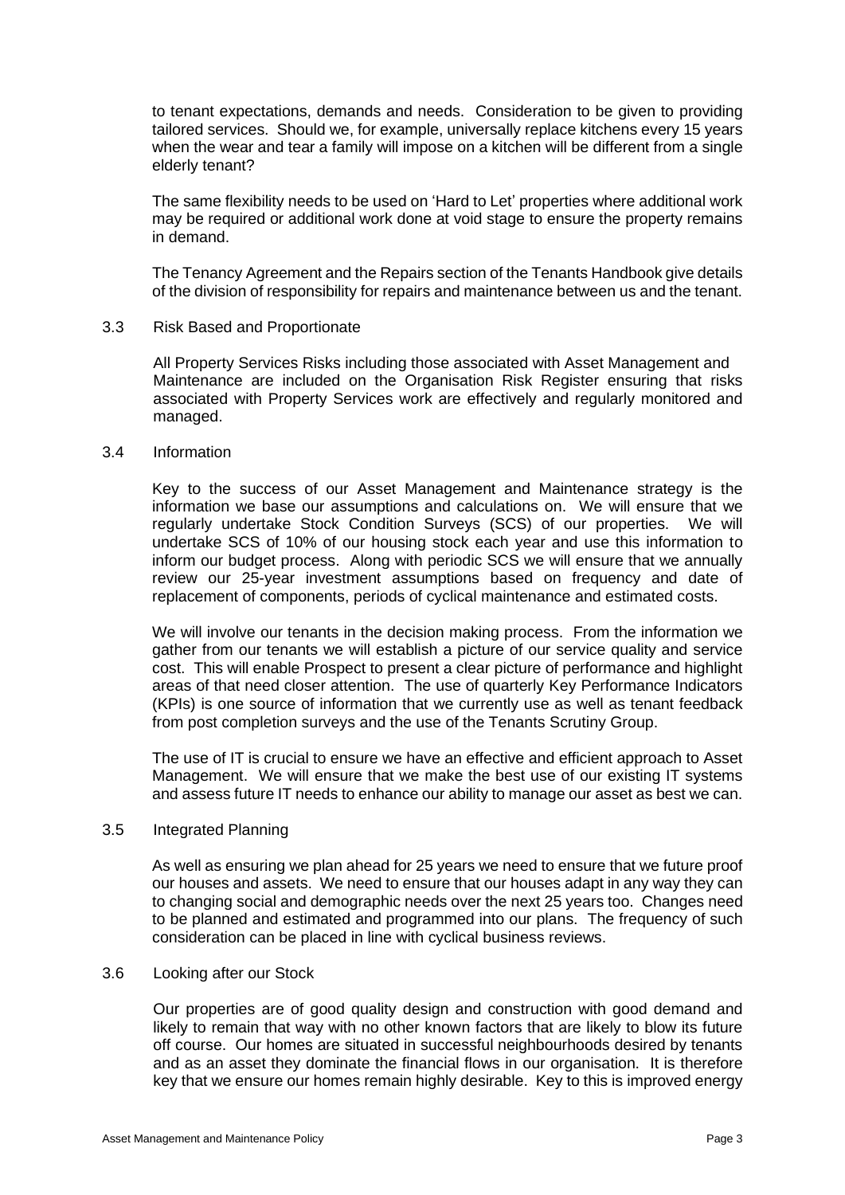to tenant expectations, demands and needs. Consideration to be given to providing tailored services. Should we, for example, universally replace kitchens every 15 years when the wear and tear a family will impose on a kitchen will be different from a single elderly tenant?

The same flexibility needs to be used on 'Hard to Let' properties where additional work may be required or additional work done at void stage to ensure the property remains in demand.

The Tenancy Agreement and the Repairs section of the Tenants Handbook give details of the division of responsibility for repairs and maintenance between us and the tenant.

### 3.3 Risk Based and Proportionate

All Property Services Risks including those associated with Asset Management and Maintenance are included on the Organisation Risk Register ensuring that risks associated with Property Services work are effectively and regularly monitored and managed.

### 3.4 Information

Key to the success of our Asset Management and Maintenance strategy is the information we base our assumptions and calculations on. We will ensure that we regularly undertake Stock Condition Surveys (SCS) of our properties. We will undertake SCS of 10% of our housing stock each year and use this information to inform our budget process. Along with periodic SCS we will ensure that we annually review our 25-year investment assumptions based on frequency and date of replacement of components, periods of cyclical maintenance and estimated costs.

We will involve our tenants in the decision making process. From the information we gather from our tenants we will establish a picture of our service quality and service cost. This will enable Prospect to present a clear picture of performance and highlight areas of that need closer attention. The use of quarterly Key Performance Indicators (KPIs) is one source of information that we currently use as well as tenant feedback from post completion surveys and the use of the Tenants Scrutiny Group.

The use of IT is crucial to ensure we have an effective and efficient approach to Asset Management. We will ensure that we make the best use of our existing IT systems and assess future IT needs to enhance our ability to manage our asset as best we can.

### 3.5 Integrated Planning

As well as ensuring we plan ahead for 25 years we need to ensure that we future proof our houses and assets. We need to ensure that our houses adapt in any way they can to changing social and demographic needs over the next 25 years too. Changes need to be planned and estimated and programmed into our plans. The frequency of such consideration can be placed in line with cyclical business reviews.

### 3.6 Looking after our Stock

Our properties are of good quality design and construction with good demand and likely to remain that way with no other known factors that are likely to blow its future off course. Our homes are situated in successful neighbourhoods desired by tenants and as an asset they dominate the financial flows in our organisation. It is therefore key that we ensure our homes remain highly desirable. Key to this is improved energy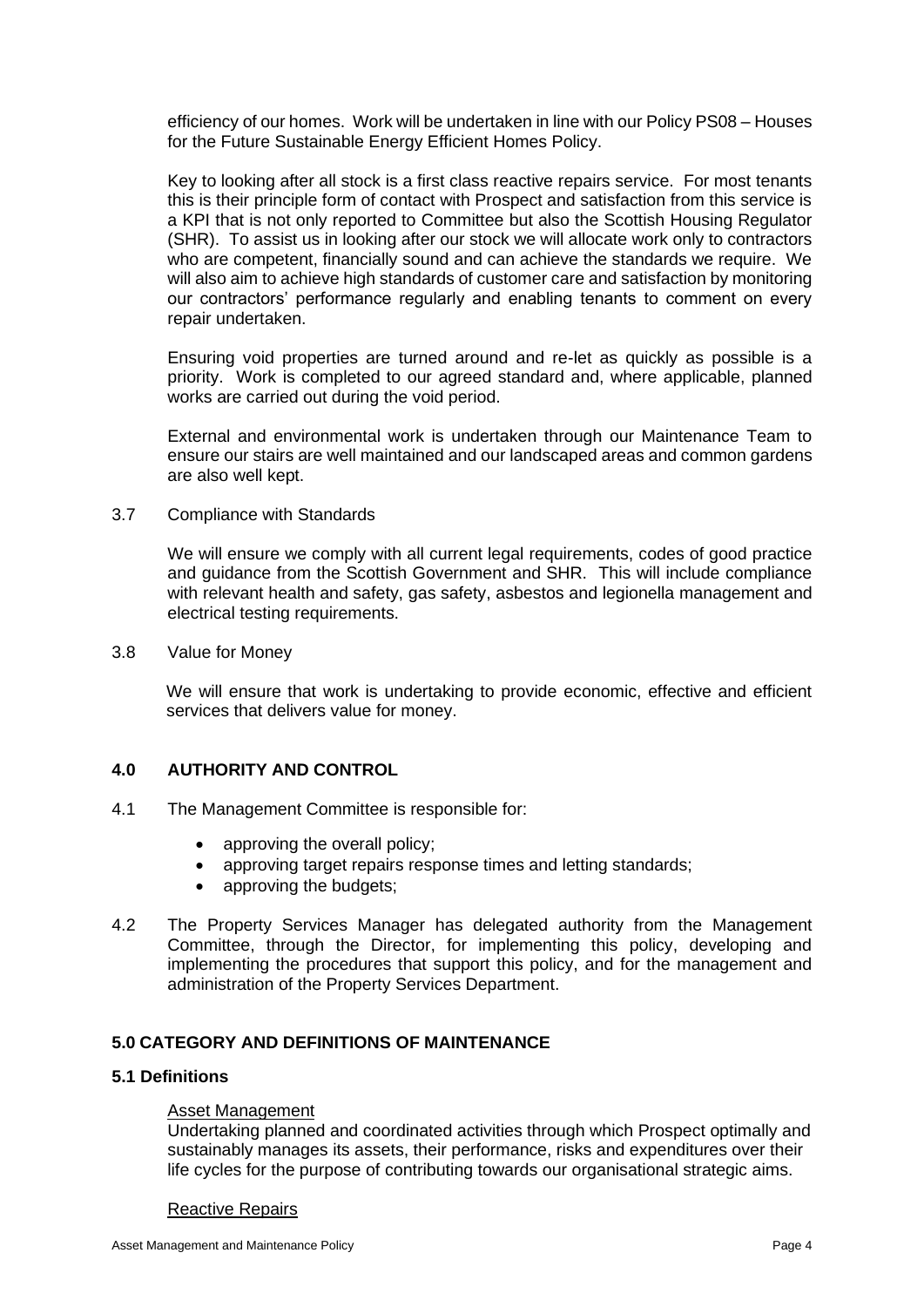efficiency of our homes. Work will be undertaken in line with our Policy PS08 – Houses for the Future Sustainable Energy Efficient Homes Policy.

Key to looking after all stock is a first class reactive repairs service. For most tenants this is their principle form of contact with Prospect and satisfaction from this service is a KPI that is not only reported to Committee but also the Scottish Housing Regulator (SHR). To assist us in looking after our stock we will allocate work only to contractors who are competent, financially sound and can achieve the standards we require. We will also aim to achieve high standards of customer care and satisfaction by monitoring our contractors' performance regularly and enabling tenants to comment on every repair undertaken.

Ensuring void properties are turned around and re-let as quickly as possible is a priority. Work is completed to our agreed standard and, where applicable, planned works are carried out during the void period.

External and environmental work is undertaken through our Maintenance Team to ensure our stairs are well maintained and our landscaped areas and common gardens are also well kept.

3.7 Compliance with Standards

We will ensure we comply with all current legal requirements, codes of good practice and guidance from the Scottish Government and SHR. This will include compliance with relevant health and safety, gas safety, asbestos and legionella management and electrical testing requirements.

3.8 Value for Money

We will ensure that work is undertaking to provide economic, effective and efficient services that delivers value for money.

## 4.0 AUTHORITY AND CONTROL

4.1 The Management Committee is responsible for:

- approving the overall policy;
- approving target repairs response times and letting standards;
- approving the budgets;

4.2 The Property Services Manager has delegated authority from the Management Committee, through the Director, for implementing this policy, developing and implementing the procedures that support this policy, and for the management and administration of the Property Services Department.

## 5.0 CATEGORY AND DEFINITIONS OF MAINTENANCE

### 5.1 Definitions

Asset Management

Undertaking planned and coordinated activities through which Prospect optimally and sustainably manages its assets, their performance, risks and expenditures over their life cycles for the purpose of contributing towards our organisational strategic aims.

Reactive Repairs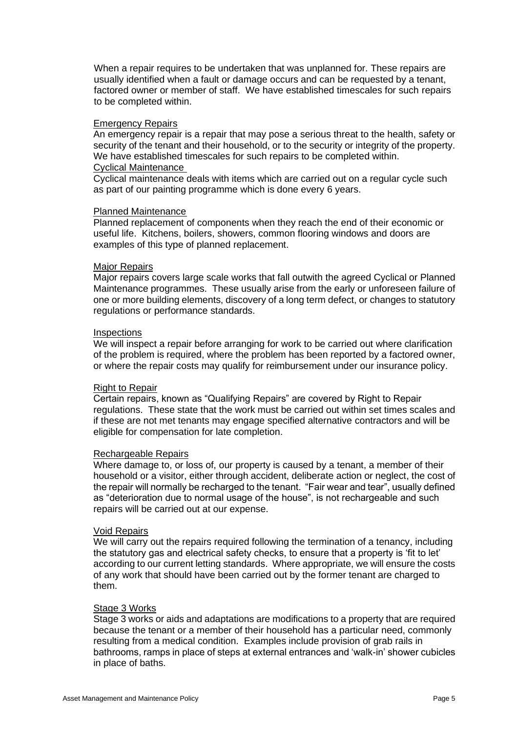When a repair requires to be undertaken that was unplanned for. These repairs are usually identified when a fault or damage occurs and can be requested by a tenant, factored owner or member of staff. We have established timescales for such repairs to be completed within.

### Emergency Repairs

An emergency repair is a repair that may pose a serious threat to the health, safety or security of the tenant and their household, or to the security or integrity of the property. We have established timescales for such repairs to be completed within.

### Cyclical Maintenance

Cyclical maintenance deals with items which are carried out on a regular cycle such as part of our painting programme which is done every 6 years.

### Planned Maintenance

Planned replacement of components when they reach the end of their economic or useful life. Kitchens, boilers, showers, common flooring windows and doors are examples of this type of planned replacement.

### Major Repairs

Major repairs covers large scale works that fall outwith the agreed Cyclical or Planned Maintenance programmes. These usually arise from the early or unforeseen failure of one or more building elements, discovery of a long term defect, or changes to statutory regulations or performance standards.

### Inspections

We will inspect a repair before arranging for work to be carried out where clarification of the problem is required, where the problem has been reported by a factored owner, or where the repair costs may qualify for reimbursement under our insurance policy.

### Right to Repair

Certain repairs, known as "Qualifying Repairs" are covered by Right to Repair regulations. These state that the work must be carried out within set times scales and if these are not met tenants may engage specified alternative contractors and will be eligible for compensation for late completion.

### Rechargeable Repairs

Where damage to, or loss of, our property is caused by a tenant, a member of their household or a visitor, either through accident, deliberate action or neglect, the cost of the repair will normally be recharged to the tenant. "Fair wear and tear", usually defined as "deterioration due to normal usage of the house", is not rechargeable and such repairs will be carried out at our expense.

### Void Repairs

We will carry out the repairs required following the termination of a tenancy, including the statutory gas and electrical safety checks, to ensure that a property is 'fit to let' according to our current letting standards. Where appropriate, we will ensure the costs of any work that should have been carried out by the former tenant are charged to them.

### Stage 3 Works

Stage 3 works or aids and adaptations are modifications to a property that are required because the tenant or a member of their household has a particular need, commonly resulting from a medical condition. Examples include provision of grab rails in bathrooms, ramps in place of steps at external entrances and 'walk-in' shower cubicles in place of baths.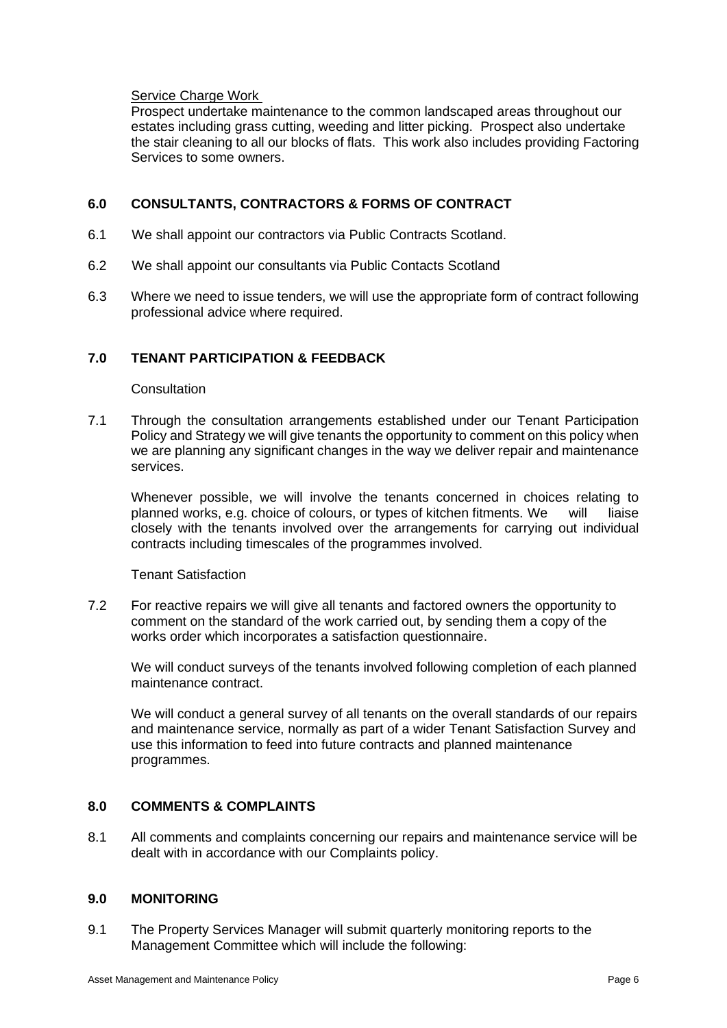Service Charge Work

Prospect undertake maintenance to the common landscaped areas throughout our estates including grass cutting, weeding and litter picking. Prospect also undertake the stair cleaning to all our blocks of flats. This work also includes providing Factoring Services to some owners.

## 6.0 CONSULTANTS, CONTRACTORS & FORMS OF CONTRACT

6.1 We shall appoint our contractors via Public Contracts Scotland.

6.2 We shall appoint our consultants via Public Contacts Scotland

6.3 Where we need to issue tenders, we will use the appropriate form of contract following professional advice where required.

## 7.0 TENANT PARTICIPATION & FEEDBACK

Consultation

7.1 Through the consultation arrangements established under our Tenant Participation Policy and Strategy we will give tenants the opportunity to comment on this policy when we are planning any significant changes in the way we deliver repair and maintenance services.

Whenever possible, we will involve the tenants concerned in choices relating to planned works, e.g. choice of colours, or types of kitchen fitments. We will liaise closely with the tenants involved over the arrangements for carrying out individual contracts including timescales of the programmes involved.

Tenant Satisfaction

7.2 For reactive repairs we will give all tenants and factored owners the opportunity to comment on the standard of the work carried out, by sending them a copy of the works order which incorporates a satisfaction questionnaire.

We will conduct surveys of the tenants involved following completion of each planned maintenance contract.

We will conduct a general survey of all tenants on the overall standards of our repairs and maintenance service, normally as part of a wider Tenant Satisfaction Survey and use this information to feed into future contracts and planned maintenance programmes.

## 8.0 COMMENTS & COMPLAINTS

8.1 All comments and complaints concerning our repairs and maintenance service will be dealt with in accordance with our Complaints policy.

## 9.0 MONITORING

9.1 The Property Services Manager will submit quarterly monitoring reports to the Management Committee which will include the following: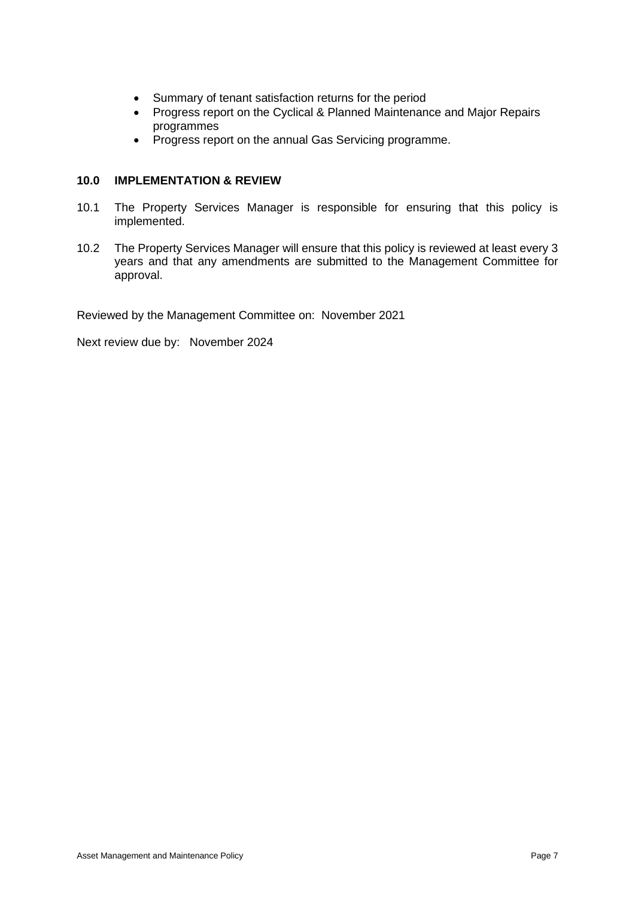- Summary of tenant satisfaction returns for the period
- Progress report on the Cyclical & Planned Maintenance and Major Repairs programmes
- Progress report on the annual Gas Servicing programme.

## 10.0 IMPLEMENTATION & REVIEW

10.1 The Property Services Manager is responsible for ensuring that this policy is implemented.

10.2 The Property Services Manager will ensure that this policy is reviewed at least every 3 years and that any amendments are submitted to the Management Committee for approval.

Reviewed by the Management Committee on: November 2021

Next review due by: November 2024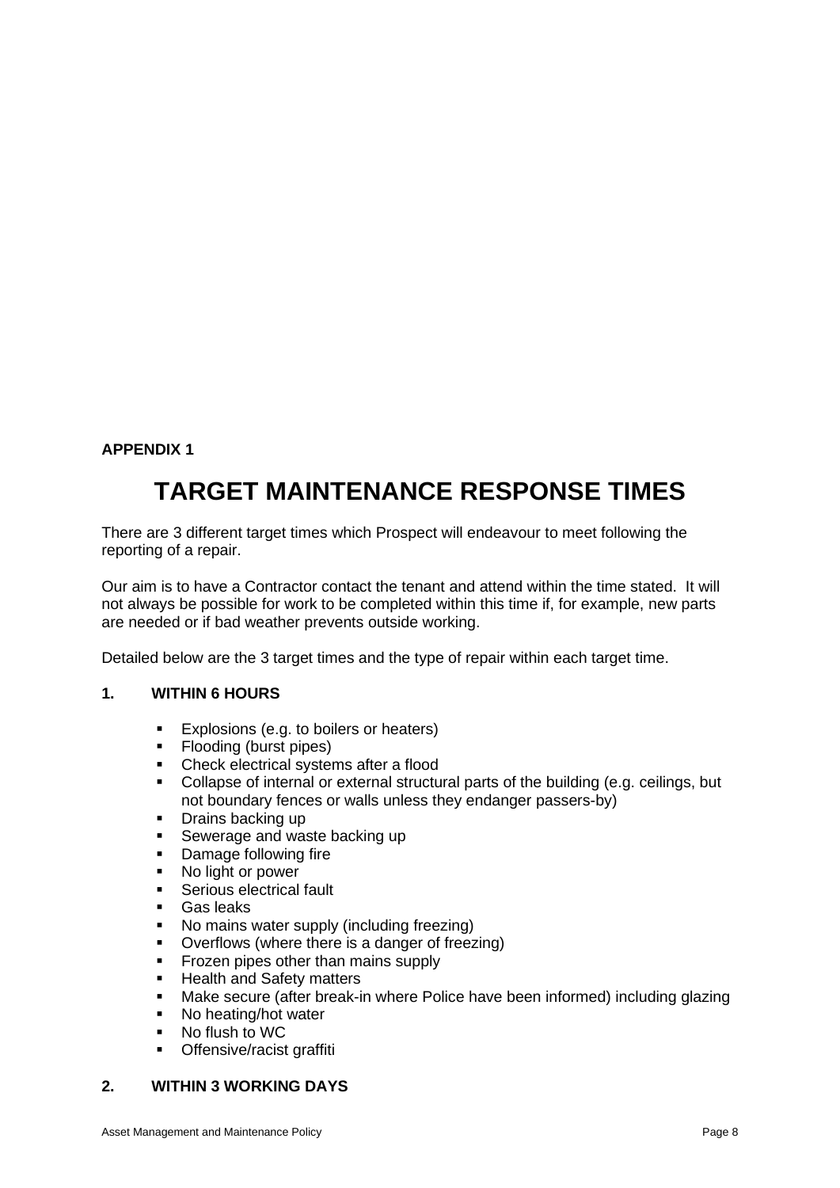**APPENDIX 1**

# TARGET MAINTENANCE RESPONSE TIMES

There are 3 different target times which Prospect will endeavour to meet following the reporting of a repair.

Our aim is to have a Contractor contact the tenant and attend within the time stated. It will not always be possible for work to be completed within this time if, for example, new parts are needed or if bad weather prevents outside working.

Detailed below are the 3 target times and the type of repair within each target time.

**1. WITHIN 6 HOURS**

- Explosions (e.g. to boilers or heaters)
- Flooding (burst pipes)
- Check electrical systems after a flood
- Collapse of internal or external structural parts of the building (e.g. ceilings, but not boundary fences or walls unless they endanger passers-by)
- Drains backing up
- Sewerage and waste backing up
- Damage following fire
- No light or power
- Serious electrical fault
- Gas leaks
- No mains water supply (including freezing)
- Overflows (where there is a danger of freezing)
- Frozen pipes other than mains supply
- Health and Safety matters
- Make secure (after break-in where Police have been informed) including glazing
- No heating/hot water
- No flush to WC
- Offensive/racist graffiti

**2. WITHIN 3 WORKING DAYS**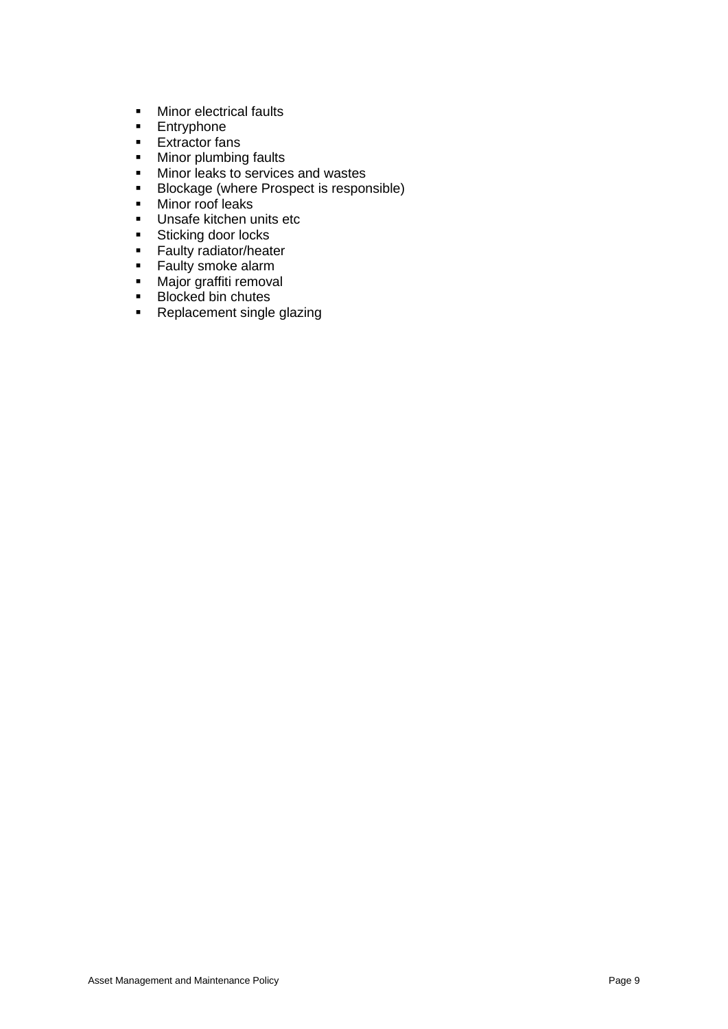- Minor electrical faults
- Entryphone
- Extractor fans
- Minor plumbing faults
- Minor leaks to services and wastes
- Blockage (where Prospect is responsible)
- Minor roof leaks
- Unsafe kitchen units etc
- Sticking door locks
- Faulty radiator/heater
- Faulty smoke alarm
- Major graffiti removal
- Blocked bin chutes
- Replacement single glazing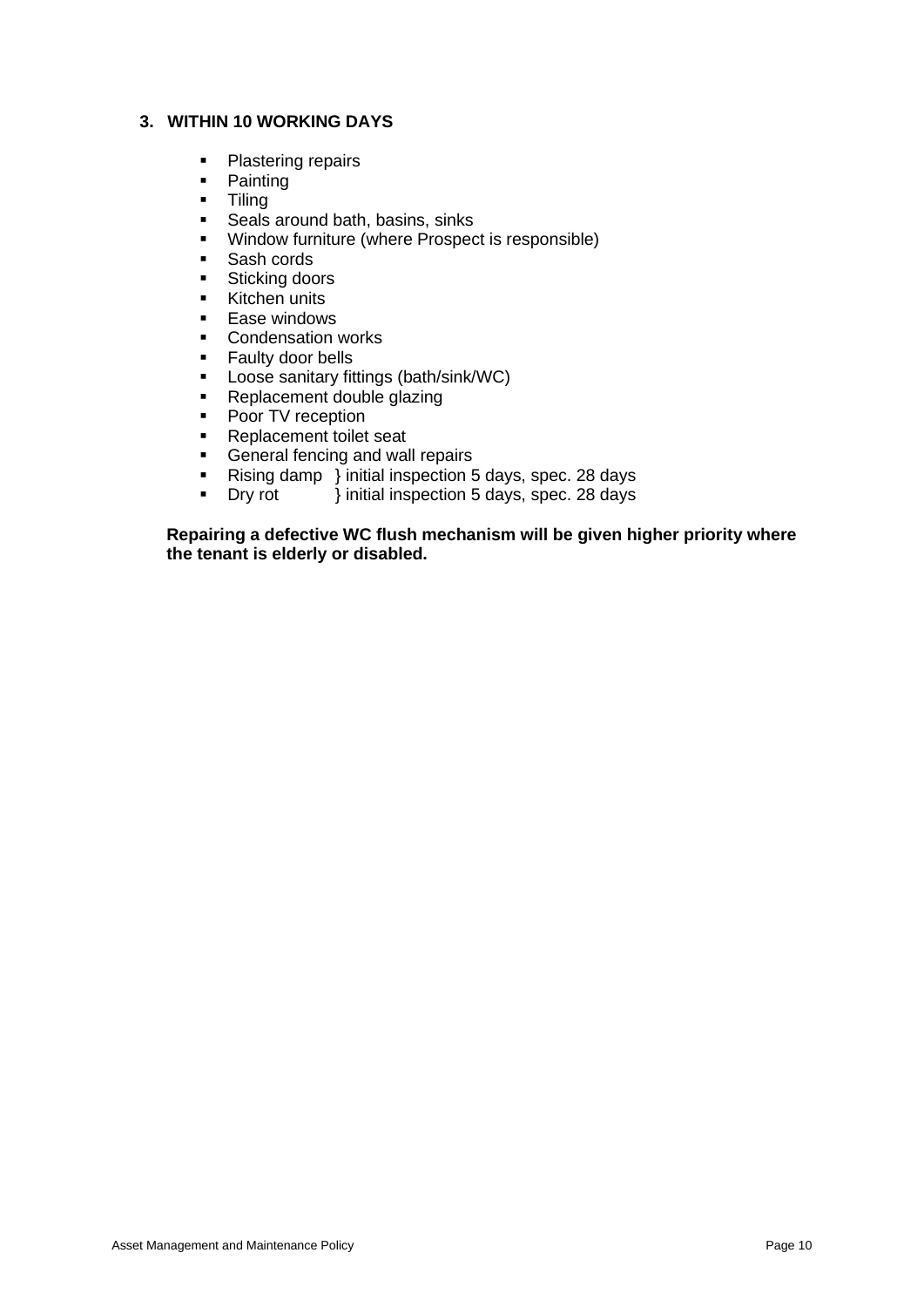### 3. WITHIN 10 WORKING DAYS

- Plastering repairs
- Painting
- Tiling
- Seals around bath, basins, sinks
- Window furniture (where Prospect is responsible)
- Sash cords
- Sticking doors
- Kitchen units
- Ease windows
- Condensation works
- Faulty door bells
- Loose sanitary fittings (bath/sink/WC)
- Replacement double glazing
- Poor TV reception
- Replacement toilet seat
- General fencing and wall repairs
- Rising damp } initial inspection 5 days, spec. 28 days
- Dry rot } initial inspection 5 days, spec. 28 days

**Repairing a defective WC flush mechanism will be given higher priority where the tenant is elderly or disabled.**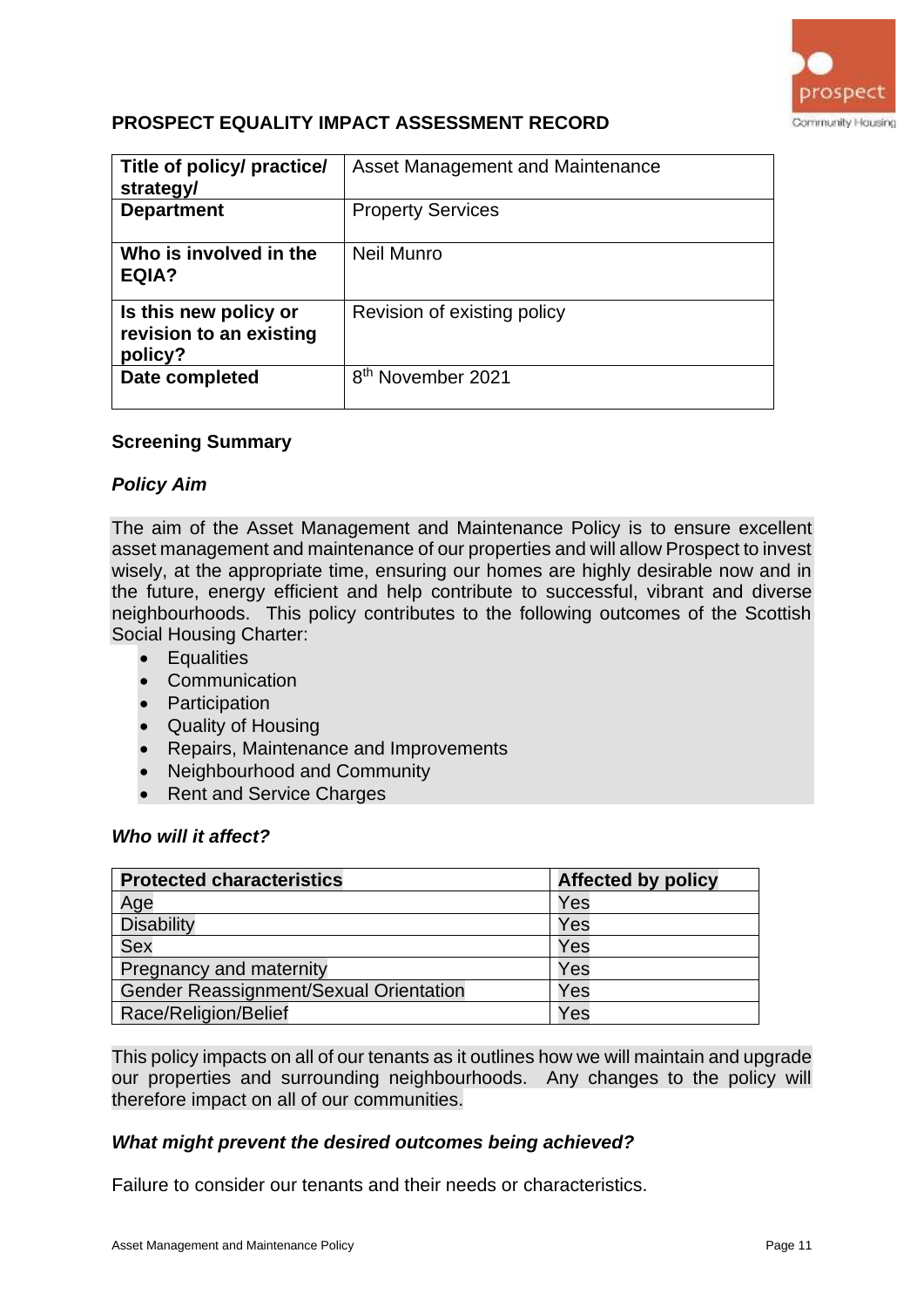## PROSPECT EQUALITY IMPACT ASSESSMENT RECORD

| | |
|---|---|
| **Title of policy/ practice/ strategy/** | Asset Management and Maintenance |
| **Department** | Property Services |
| **Who is involved in the EQIA?** | Neil Munro |
| **Is this new policy or revision to an existing policy?** | Revision of existing policy |
| **Date completed** | 8th November 2021 |

### Screening Summary

#### *Policy Aim*

The aim of the Asset Management and Maintenance Policy is to ensure excellent asset management and maintenance of our properties and will allow Prospect to invest wisely, at the appropriate time, ensuring our homes are highly desirable now and in the future, energy efficient and help contribute to successful, vibrant and diverse neighbourhoods. This policy contributes to the following outcomes of the Scottish Social Housing Charter:

- Equalities
- Communication
- Participation
- Quality of Housing
- Repairs, Maintenance and Improvements
- Neighbourhood and Community
- Rent and Service Charges

#### *Who will it affect?*

| **Protected characteristics** | **Affected by policy** |
|---|---|
| Age | Yes |
| Disability | Yes |
| Sex | Yes |
| Pregnancy and maternity | Yes |
| Gender Reassignment/Sexual Orientation | Yes |
| Race/Religion/Belief | Yes |

This policy impacts on all of our tenants as it outlines how we will maintain and upgrade our properties and surrounding neighbourhoods. Any changes to the policy will therefore impact on all of our communities.

#### *What might prevent the desired outcomes being achieved?*

Failure to consider our tenants and their needs or characteristics.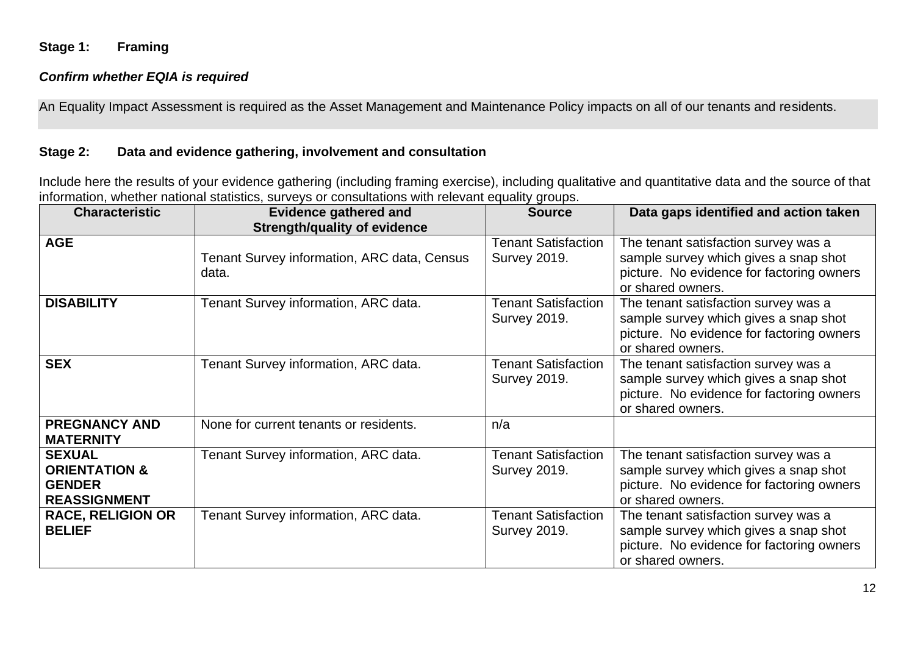**Stage 1: Framing**

***Confirm whether EQIA is required***

An Equality Impact Assessment is required as the Asset Management and Maintenance Policy impacts on all of our tenants and residents.

**Stage 2: Data and evidence gathering, involvement and consultation**

Include here the results of your evidence gathering (including framing exercise), including qualitative and quantitative data and the source of that information, whether national statistics, surveys or consultations with relevant equality groups.

| Characteristic | Evidence gathered and Strength/quality of evidence | Source | Data gaps identified and action taken |
|---|---|---|---|
| **AGE** | Tenant Survey information, ARC data, Census data. | Tenant Satisfaction Survey 2019. | The tenant satisfaction survey was a sample survey which gives a snap shot picture. No evidence for factoring owners or shared owners. |
| **DISABILITY** | Tenant Survey information, ARC data. | Tenant Satisfaction Survey 2019. | The tenant satisfaction survey was a sample survey which gives a snap shot picture. No evidence for factoring owners or shared owners. |
| **SEX** | Tenant Survey information, ARC data. | Tenant Satisfaction Survey 2019. | The tenant satisfaction survey was a sample survey which gives a snap shot picture. No evidence for factoring owners or shared owners. |
| **PREGNANCY AND MATERNITY** | None for current tenants or residents. | n/a | |
| **SEXUAL ORIENTATION & GENDER REASSIGNMENT** | Tenant Survey information, ARC data. | Tenant Satisfaction Survey 2019. | The tenant satisfaction survey was a sample survey which gives a snap shot picture. No evidence for factoring owners or shared owners. |
| **RACE, RELIGION OR BELIEF** | Tenant Survey information, ARC data. | Tenant Satisfaction Survey 2019. | The tenant satisfaction survey was a sample survey which gives a snap shot picture. No evidence for factoring owners or shared owners. |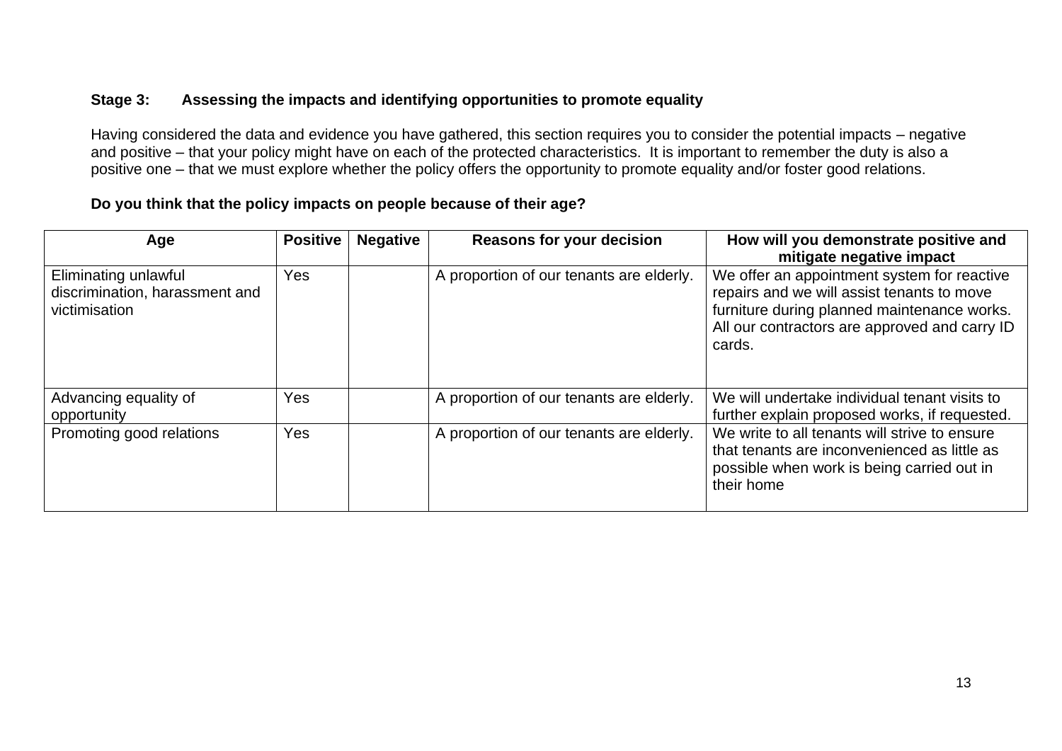### Stage 3: Assessing the impacts and identifying opportunities to promote equality

Having considered the data and evidence you have gathered, this section requires you to consider the potential impacts – negative and positive – that your policy might have on each of the protected characteristics. It is important to remember the duty is also a positive one – that we must explore whether the policy offers the opportunity to promote equality and/or foster good relations.

**Do you think that the policy impacts on people because of their age?**

| Age | Positive | Negative | Reasons for your decision | How will you demonstrate positive and mitigate negative impact |
|---|---|---|---|---|
| Eliminating unlawful discrimination, harassment and victimisation | Yes | | A proportion of our tenants are elderly. | We offer an appointment system for reactive repairs and we will assist tenants to move furniture during planned maintenance works. All our contractors are approved and carry ID cards. |
| Advancing equality of opportunity | Yes | | A proportion of our tenants are elderly. | We will undertake individual tenant visits to further explain proposed works, if requested. |
| Promoting good relations | Yes | | A proportion of our tenants are elderly. | We write to all tenants will strive to ensure that tenants are inconvenienced as little as possible when work is being carried out in their home |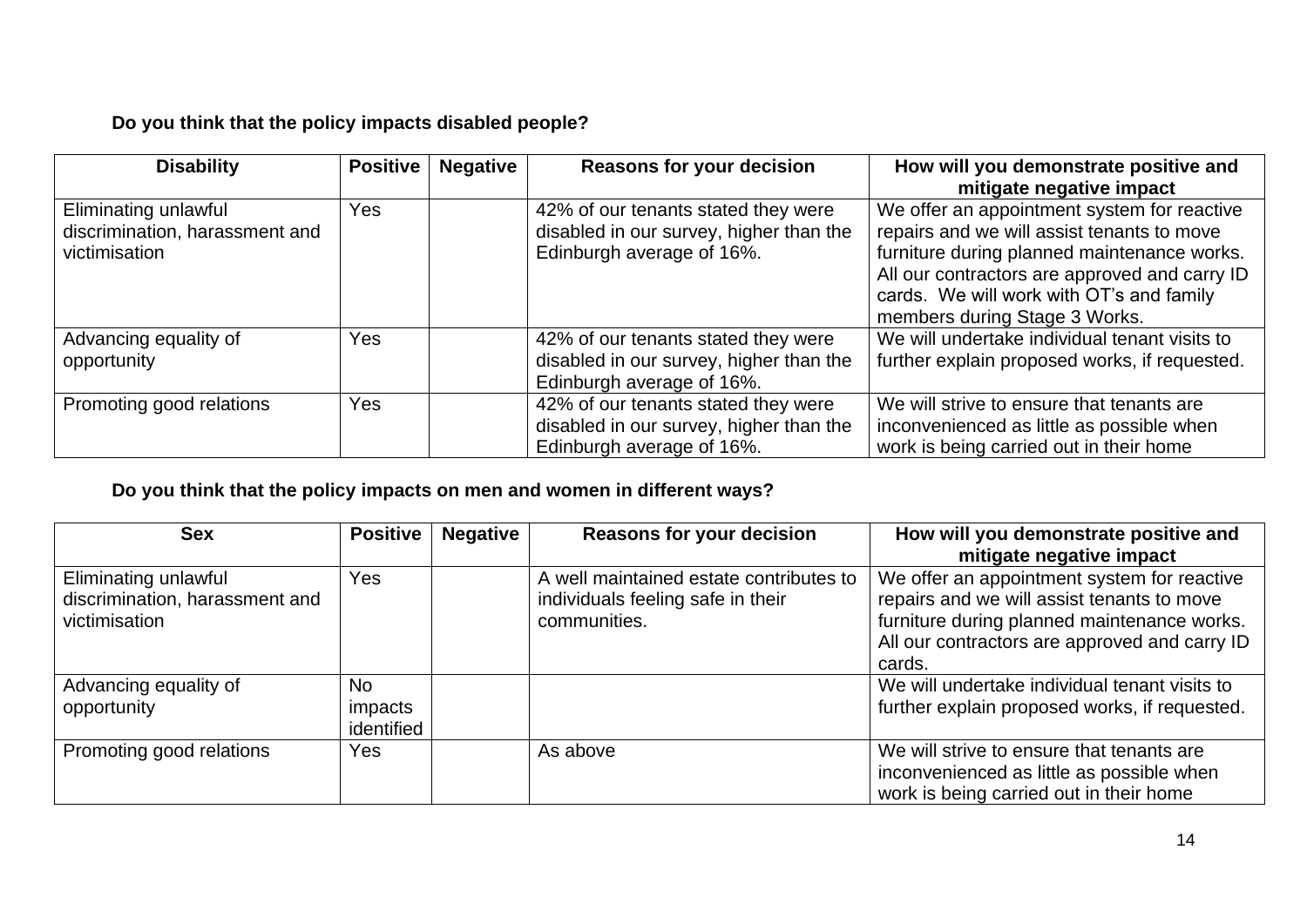**Do you think that the policy impacts disabled people?**

| Disability | Positive | Negative | Reasons for your decision | How will you demonstrate positive and mitigate negative impact |
|---|---|---|---|---|
| Eliminating unlawful discrimination, harassment and victimisation | Yes | | 42% of our tenants stated they were disabled in our survey, higher than the Edinburgh average of 16%. | We offer an appointment system for reactive repairs and we will assist tenants to move furniture during planned maintenance works. All our contractors are approved and carry ID cards. We will work with OT's and family members during Stage 3 Works. |
| Advancing equality of opportunity | Yes | | 42% of our tenants stated they were disabled in our survey, higher than the Edinburgh average of 16%. | We will undertake individual tenant visits to further explain proposed works, if requested. |
| Promoting good relations | Yes | | 42% of our tenants stated they were disabled in our survey, higher than the Edinburgh average of 16%. | We will strive to ensure that tenants are inconvenienced as little as possible when work is being carried out in their home |

**Do you think that the policy impacts on men and women in different ways?**

| Sex | Positive | Negative | Reasons for your decision | How will you demonstrate positive and mitigate negative impact |
|---|---|---|---|---|
| Eliminating unlawful discrimination, harassment and victimisation | Yes | | A well maintained estate contributes to individuals feeling safe in their communities. | We offer an appointment system for reactive repairs and we will assist tenants to move furniture during planned maintenance works. All our contractors are approved and carry ID cards. |
| Advancing equality of opportunity | No impacts identified | | | We will undertake individual tenant visits to further explain proposed works, if requested. |
| Promoting good relations | Yes | | As above | We will strive to ensure that tenants are inconvenienced as little as possible when work is being carried out in their home |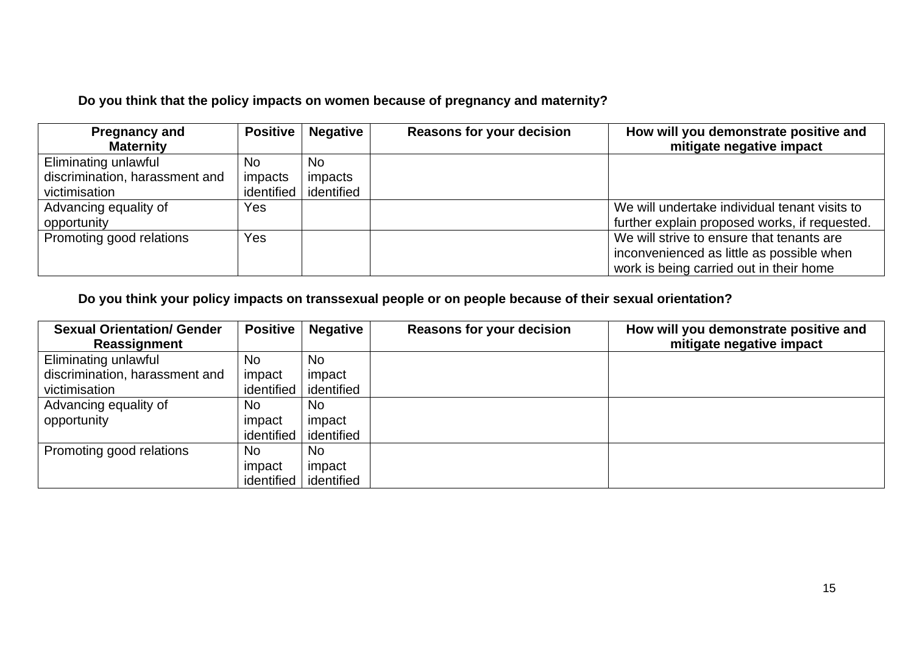**Do you think that the policy impacts on women because of pregnancy and maternity?**

| Pregnancy and Maternity | Positive | Negative | Reasons for your decision | How will you demonstrate positive and mitigate negative impact |
|---|---|---|---|---|
| Eliminating unlawful discrimination, harassment and victimisation | No impacts identified | No impacts identified | | |
| Advancing equality of opportunity | Yes | | | We will undertake individual tenant visits to further explain proposed works, if requested. |
| Promoting good relations | Yes | | | We will strive to ensure that tenants are inconvenienced as little as possible when work is being carried out in their home |

**Do you think your policy impacts on transsexual people or on people because of their sexual orientation?**

| Sexual Orientation/ Gender Reassignment | Positive | Negative | Reasons for your decision | How will you demonstrate positive and mitigate negative impact |
|---|---|---|---|---|
| Eliminating unlawful discrimination, harassment and victimisation | No impact identified | No impact identified | | |
| Advancing equality of opportunity | No impact identified | No impact identified | | |
| Promoting good relations | No impact identified | No impact identified | | |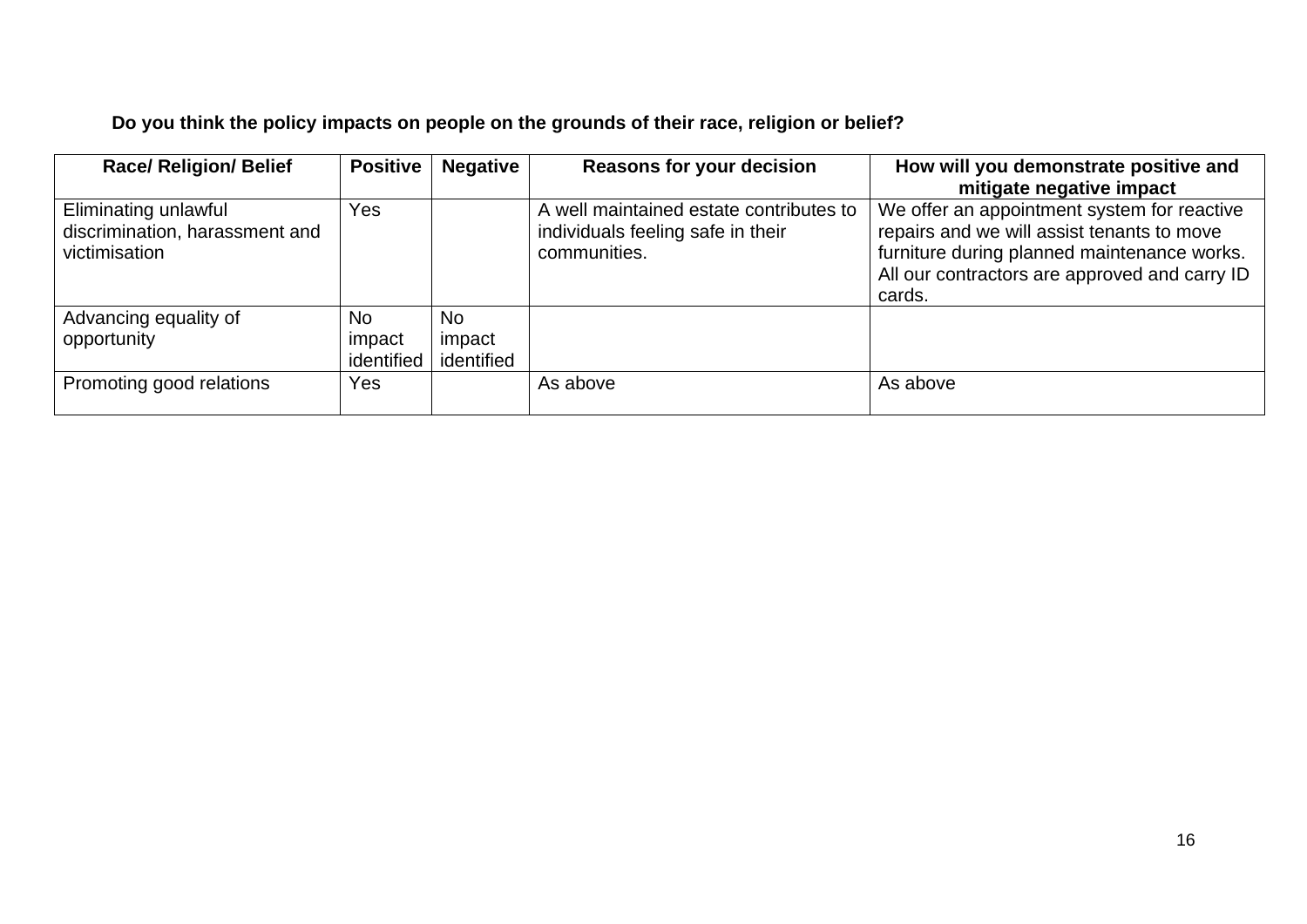**Do you think the policy impacts on people on the grounds of their race, religion or belief?**

| Race/ Religion/ Belief | Positive | Negative | Reasons for your decision | How will you demonstrate positive and mitigate negative impact |
|---|---|---|---|---|
| Eliminating unlawful discrimination, harassment and victimisation | Yes | | A well maintained estate contributes to individuals feeling safe in their communities. | We offer an appointment system for reactive repairs and we will assist tenants to move furniture during planned maintenance works. All our contractors are approved and carry ID cards. |
| Advancing equality of opportunity | No impact identified | No impact identified | | |
| Promoting good relations | Yes | | As above | As above |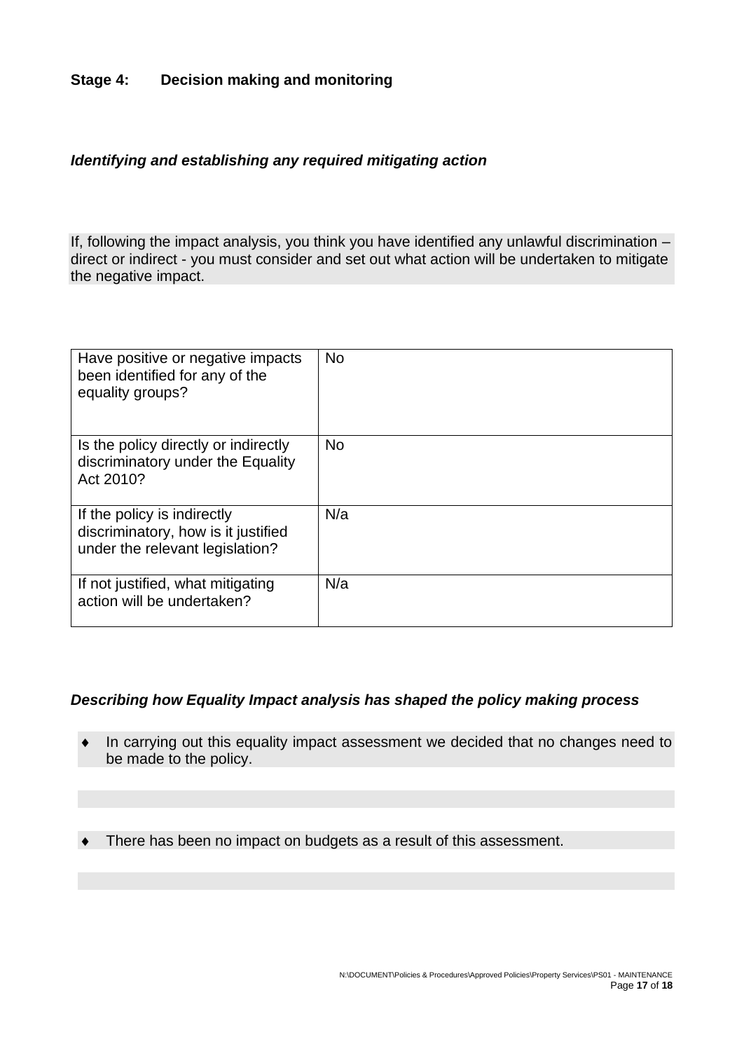## Stage 4: Decision making and monitoring

***Identifying and establishing any required mitigating action***

If, following the impact analysis, you think you have identified any unlawful discrimination – direct or indirect - you must consider and set out what action will be undertaken to mitigate the negative impact.

| | |
|---|---|
| Have positive or negative impacts been identified for any of the equality groups? | No |
| Is the policy directly or indirectly discriminatory under the Equality Act 2010? | No |
| If the policy is indirectly discriminatory, how is it justified under the relevant legislation? | N/a |
| If not justified, what mitigating action will be undertaken? | N/a |

***Describing how Equality Impact analysis has shaped the policy making process***

- In carrying out this equality impact assessment we decided that no changes need to be made to the policy.

- There has been no impact on budgets as a result of this assessment.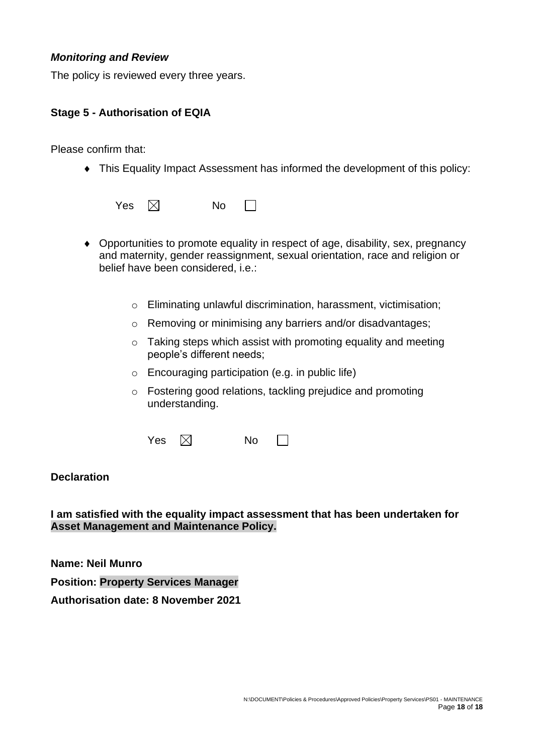***Monitoring and Review***

The policy is reviewed every three years.

### Stage 5 - Authorisation of EQIA

Please confirm that:

- This Equality Impact Assessment has informed the development of this policy:

  Yes ☒ No ☐

- Opportunities to promote equality in respect of age, disability, sex, pregnancy and maternity, gender reassignment, sexual orientation, race and religion or belief have been considered, i.e.:

  - Eliminating unlawful discrimination, harassment, victimisation;
  - Removing or minimising any barriers and/or disadvantages;
  - Taking steps which assist with promoting equality and meeting people's different needs;
  - Encouraging participation (e.g. in public life)
  - Fostering good relations, tackling prejudice and promoting understanding.

  Yes ☒ No ☐

**Declaration**

**I am satisfied with the equality impact assessment that has been undertaken for Asset Management and Maintenance Policy.**

**Name: Neil Munro**

**Position: Property Services Manager**

**Authorisation date: 8 November 2021**

N:\DOCUMENT\Policies & Procedures\Approved Policies\Property Services\PS01 - MAINTENANCE